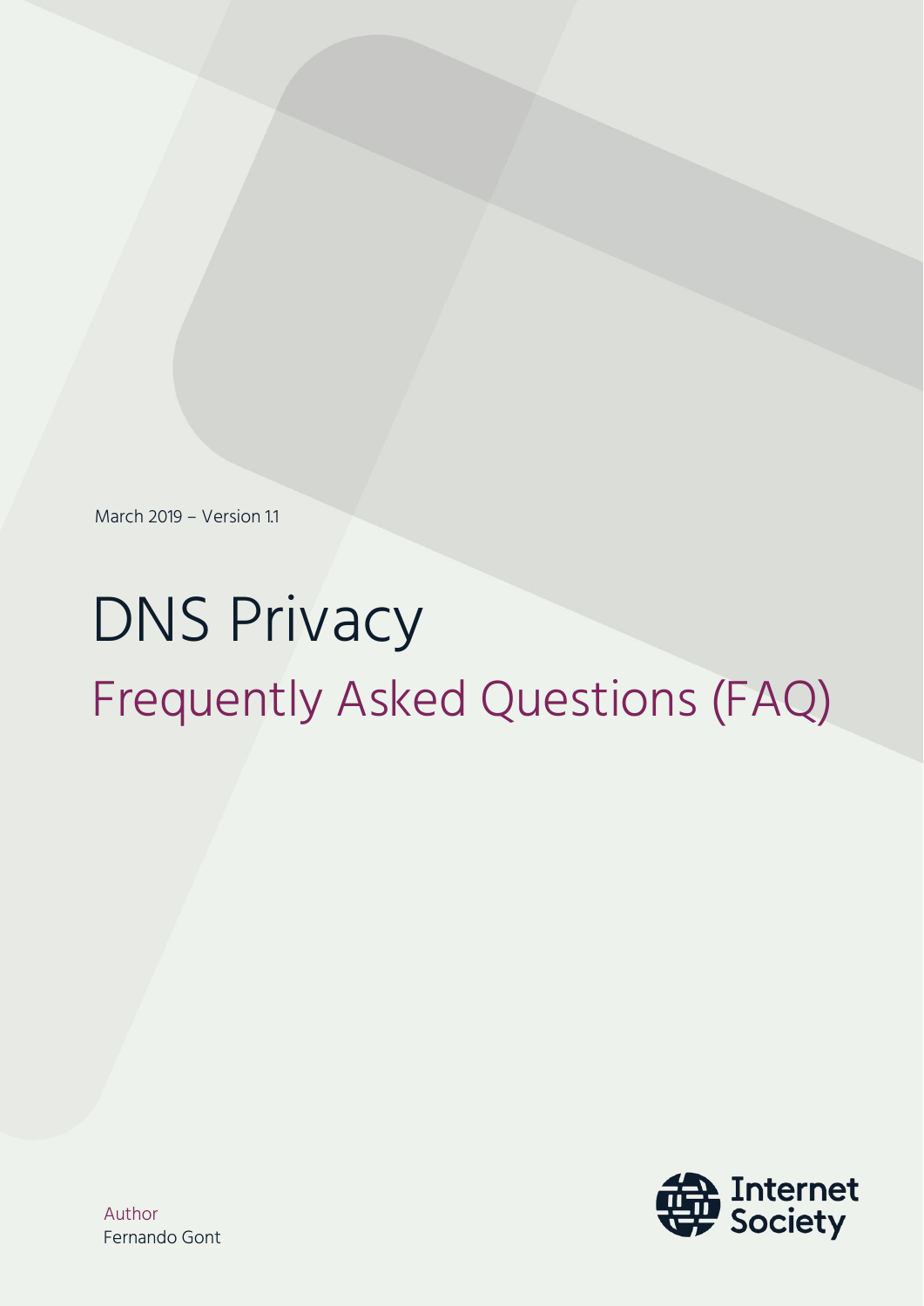March 2019 – Version 1.1

# DNS Privacy

## Frequently Asked Questions (FAQ)

Author
Fernando Gont

Internet Society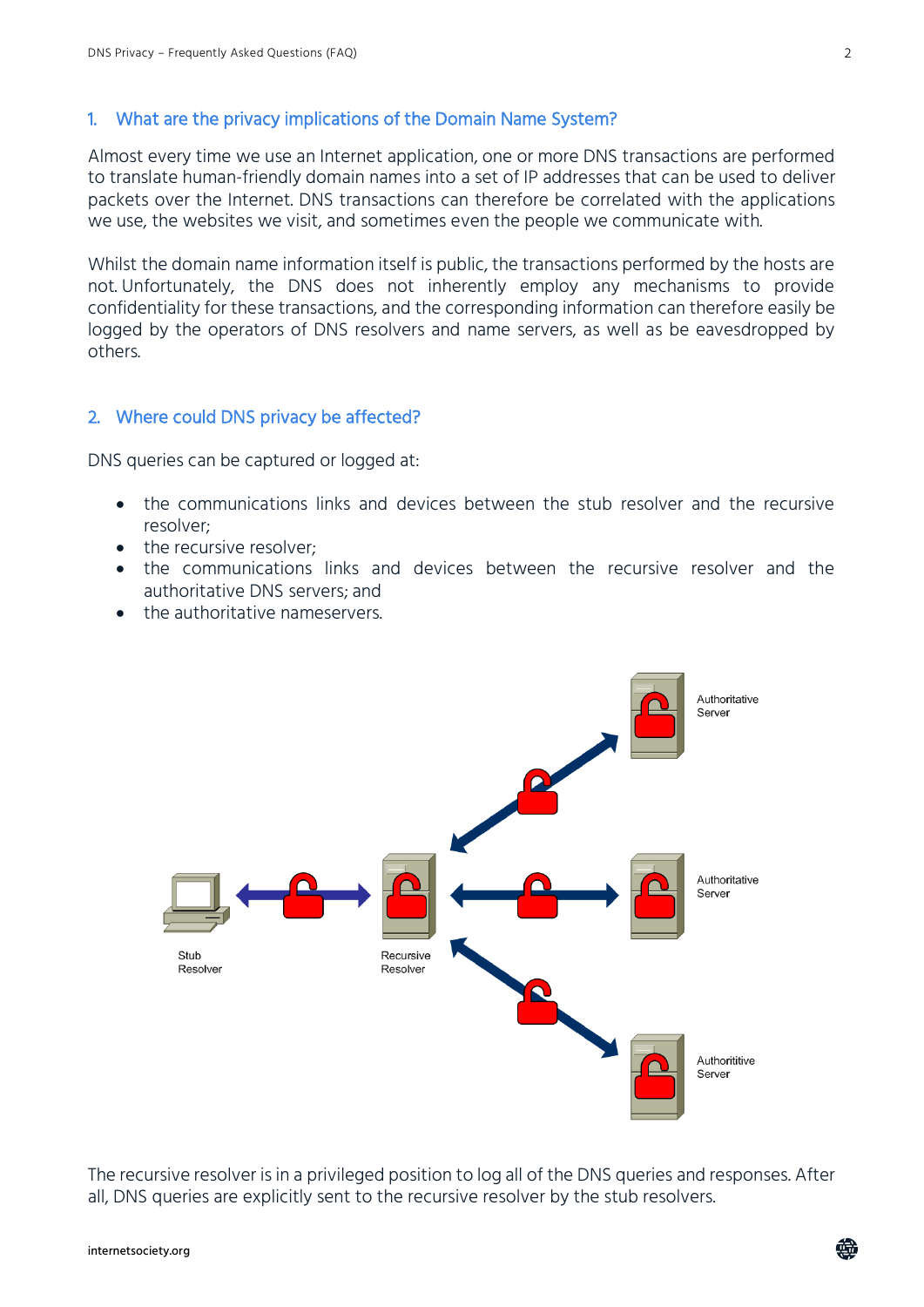## 1. What are the privacy implications of the Domain Name System?

Almost every time we use an Internet application, one or more DNS transactions are performed to translate human-friendly domain names into a set of IP addresses that can be used to deliver packets over the Internet. DNS transactions can therefore be correlated with the applications we use, the websites we visit, and sometimes even the people we communicate with.

Whilst the domain name information itself is public, the transactions performed by the hosts are not. Unfortunately, the DNS does not inherently employ any mechanisms to provide confidentiality for these transactions, and the corresponding information can therefore easily be logged by the operators of DNS resolvers and name servers, as well as be eavesdropped by others.

## 2. Where could DNS privacy be affected?

DNS queries can be captured or logged at:

- the communications links and devices between the stub resolver and the recursive resolver;
- the recursive resolver;
- the communications links and devices between the recursive resolver and the authoritative DNS servers; and
- the authoritative nameservers.

Stub Resolver

Recursive Resolver

Authoritative Server

Authoritative Server

Authorititive Server

The recursive resolver is in a privileged position to log all of the DNS queries and responses. After all, DNS queries are explicitly sent to the recursive resolver by the stub resolvers.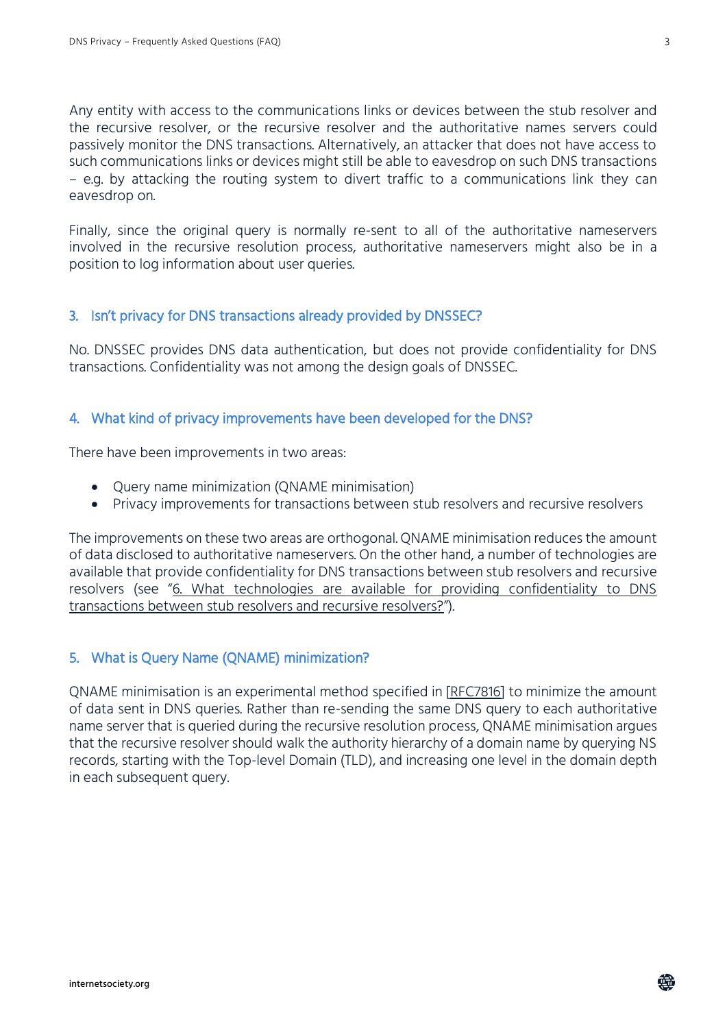Any entity with access to the communications links or devices between the stub resolver and the recursive resolver, or the recursive resolver and the authoritative names servers could passively monitor the DNS transactions. Alternatively, an attacker that does not have access to such communications links or devices might still be able to eavesdrop on such DNS transactions – e.g. by attacking the routing system to divert traffic to a communications link they can eavesdrop on.

Finally, since the original query is normally re-sent to all of the authoritative nameservers involved in the recursive resolution process, authoritative nameservers might also be in a position to log information about user queries.

## 3. Isn't privacy for DNS transactions already provided by DNSSEC?

No. DNSSEC provides DNS data authentication, but does not provide confidentiality for DNS transactions. Confidentiality was not among the design goals of DNSSEC.

## 4. What kind of privacy improvements have been developed for the DNS?

There have been improvements in two areas:

- Query name minimization (QNAME minimisation)
- Privacy improvements for transactions between stub resolvers and recursive resolvers

The improvements on these two areas are orthogonal. QNAME minimisation reduces the amount of data disclosed to authoritative nameservers. On the other hand, a number of technologies are available that provide confidentiality for DNS transactions between stub resolvers and recursive resolvers (see "6. What technologies are available for providing confidentiality to DNS transactions between stub resolvers and recursive resolvers?").

## 5. What is Query Name (QNAME) minimization?

QNAME minimisation is an experimental method specified in [RFC7816] to minimize the amount of data sent in DNS queries. Rather than re-sending the same DNS query to each authoritative name server that is queried during the recursive resolution process, QNAME minimisation argues that the recursive resolver should walk the authority hierarchy of a domain name by querying NS records, starting with the Top-level Domain (TLD), and increasing one level in the domain depth in each subsequent query.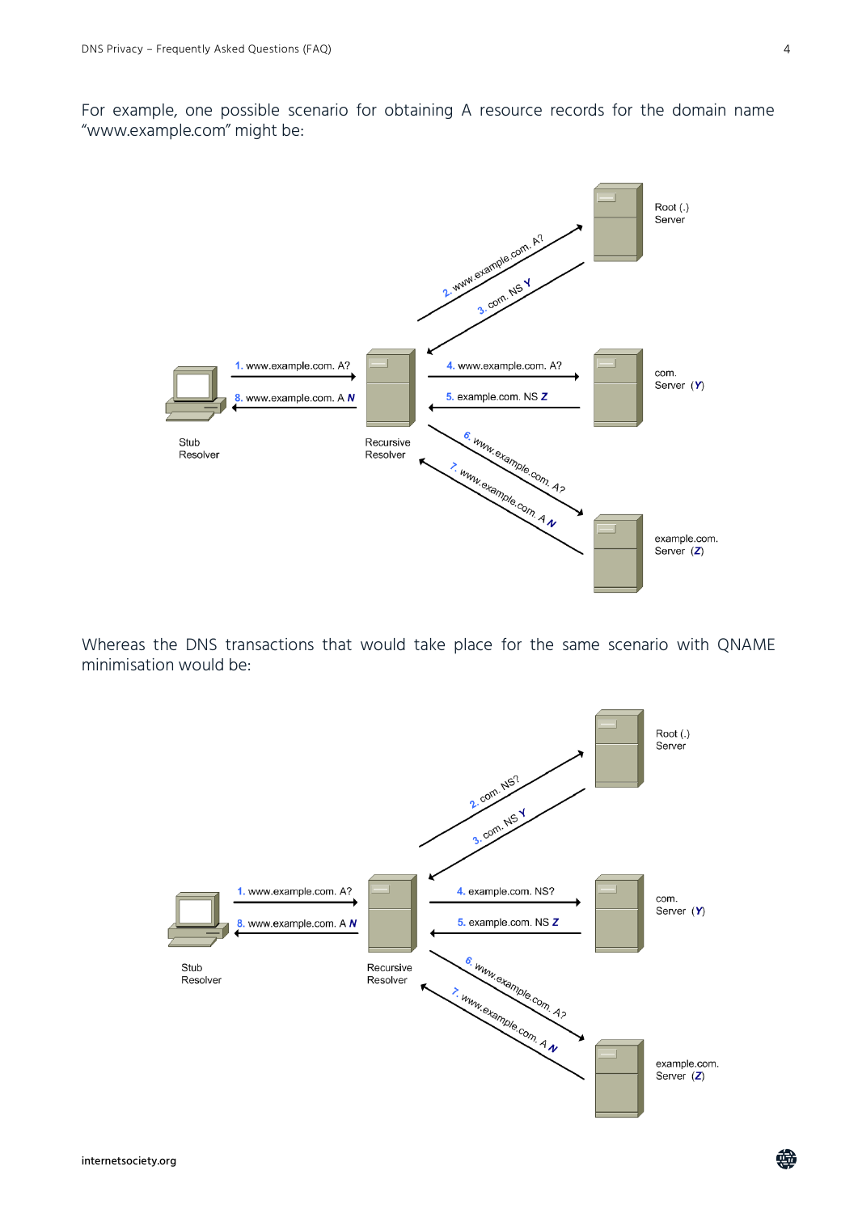For example, one possible scenario for obtaining A resource records for the domain name "www.example.com" might be:

Whereas the DNS transactions that would take place for the same scenario with QNAME minimisation would be: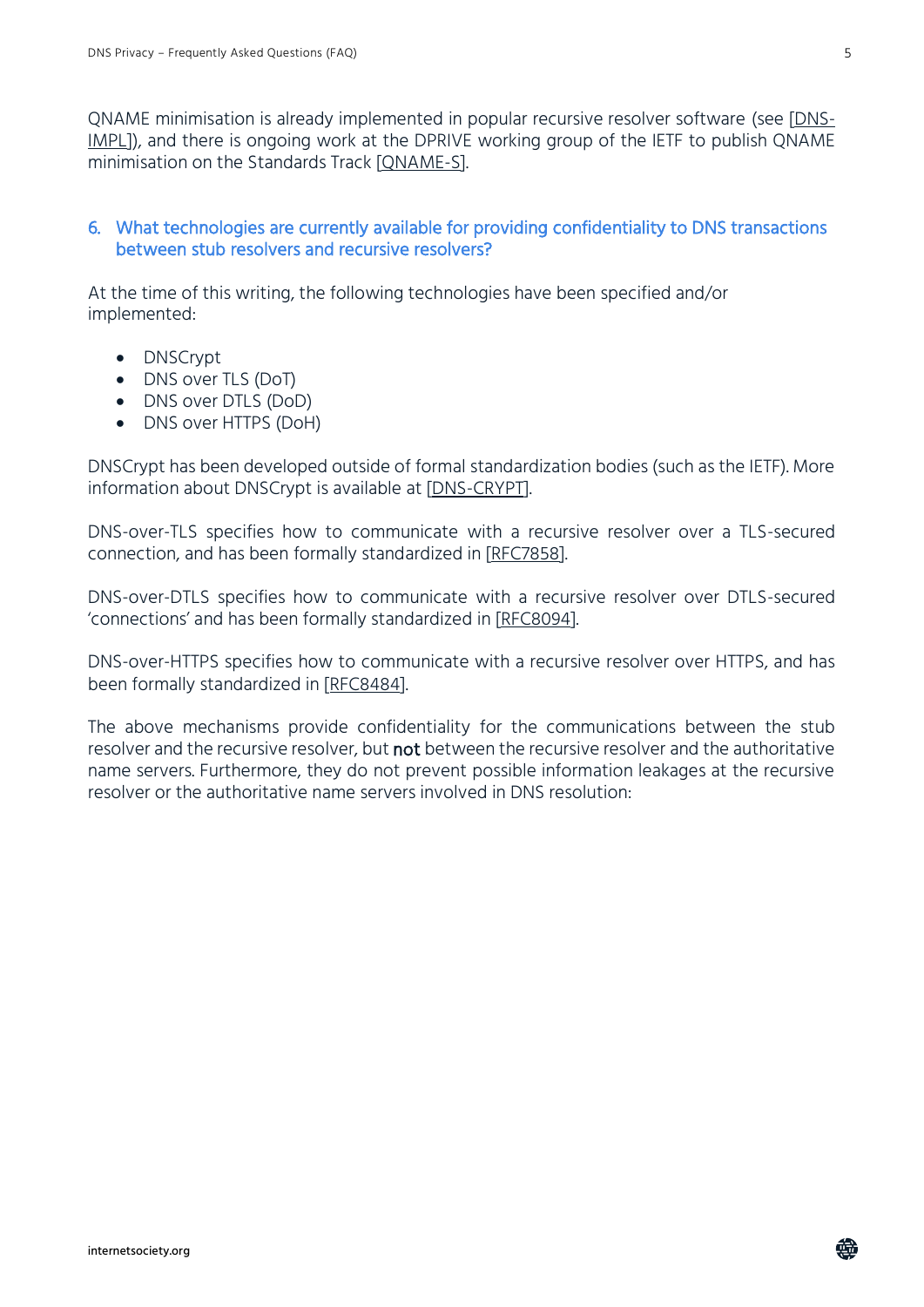QNAME minimisation is already implemented in popular recursive resolver software (see [DNS-IMPL]), and there is ongoing work at the DPRIVE working group of the IETF to publish QNAME minimisation on the Standards Track [QNAME-S].

## 6. What technologies are currently available for providing confidentiality to DNS transactions between stub resolvers and recursive resolvers?

At the time of this writing, the following technologies have been specified and/or implemented:

- DNSCrypt
- DNS over TLS (DoT)
- DNS over DTLS (DoD)
- DNS over HTTPS (DoH)

DNSCrypt has been developed outside of formal standardization bodies (such as the IETF). More information about DNSCrypt is available at [DNS-CRYPT].

DNS-over-TLS specifies how to communicate with a recursive resolver over a TLS-secured connection, and has been formally standardized in [RFC7858].

DNS-over-DTLS specifies how to communicate with a recursive resolver over DTLS-secured 'connections' and has been formally standardized in [RFC8094].

DNS-over-HTTPS specifies how to communicate with a recursive resolver over HTTPS, and has been formally standardized in [RFC8484].

The above mechanisms provide confidentiality for the communications between the stub resolver and the recursive resolver, but **not** between the recursive resolver and the authoritative name servers. Furthermore, they do not prevent possible information leakages at the recursive resolver or the authoritative name servers involved in DNS resolution: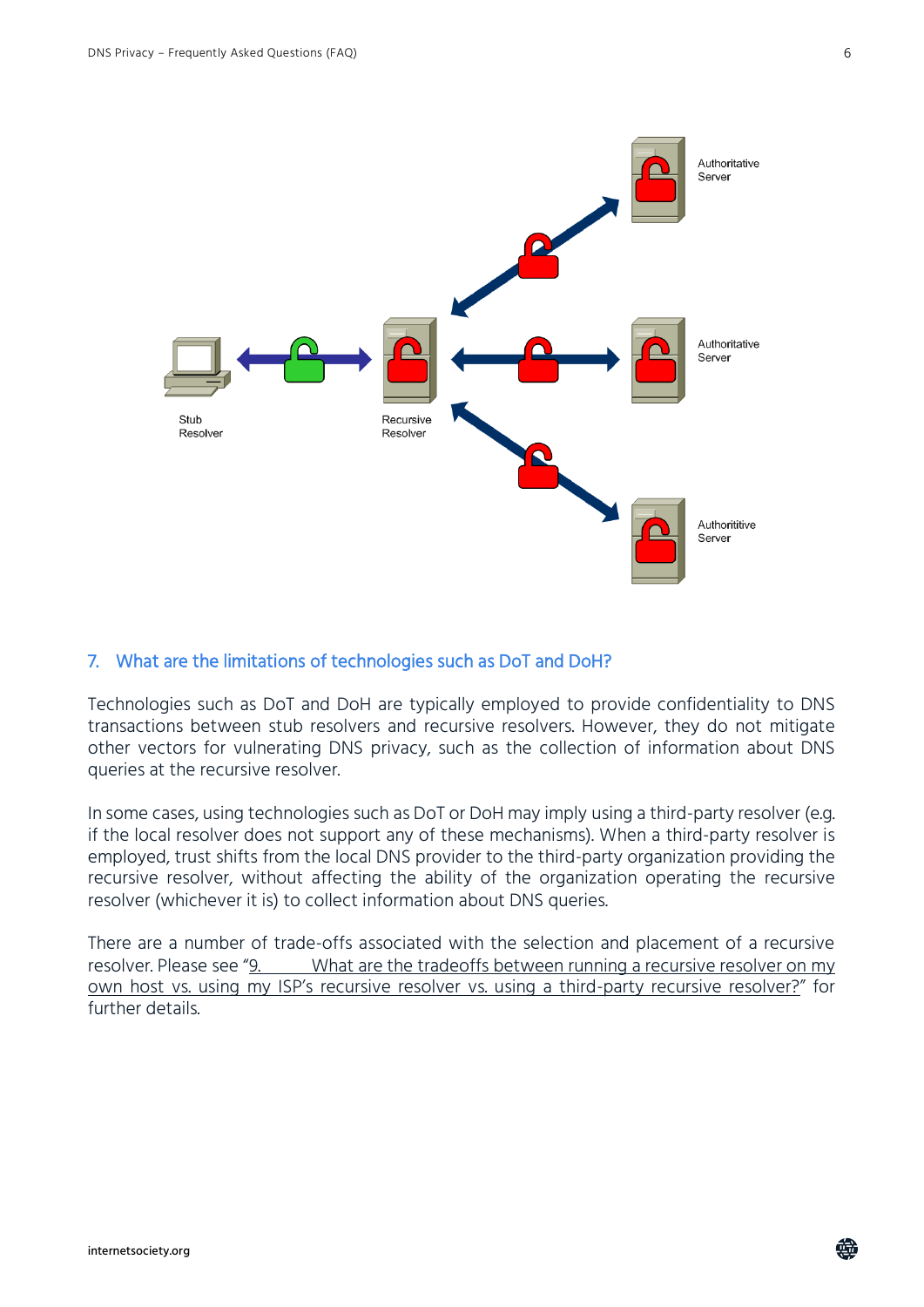## 7. What are the limitations of technologies such as DoT and DoH?

Technologies such as DoT and DoH are typically employed to provide confidentiality to DNS transactions between stub resolvers and recursive resolvers. However, they do not mitigate other vectors for vulnerating DNS privacy, such as the collection of information about DNS queries at the recursive resolver.

In some cases, using technologies such as DoT or DoH may imply using a third-party resolver (e.g. if the local resolver does not support any of these mechanisms). When a third-party resolver is employed, trust shifts from the local DNS provider to the third-party organization providing the recursive resolver, without affecting the ability of the organization operating the recursive resolver (whichever it is) to collect information about DNS queries.

There are a number of trade-offs associated with the selection and placement of a recursive resolver. Please see "9. What are the tradeoffs between running a recursive resolver on my own host vs. using my ISP's recursive resolver vs. using a third-party recursive resolver?" for further details.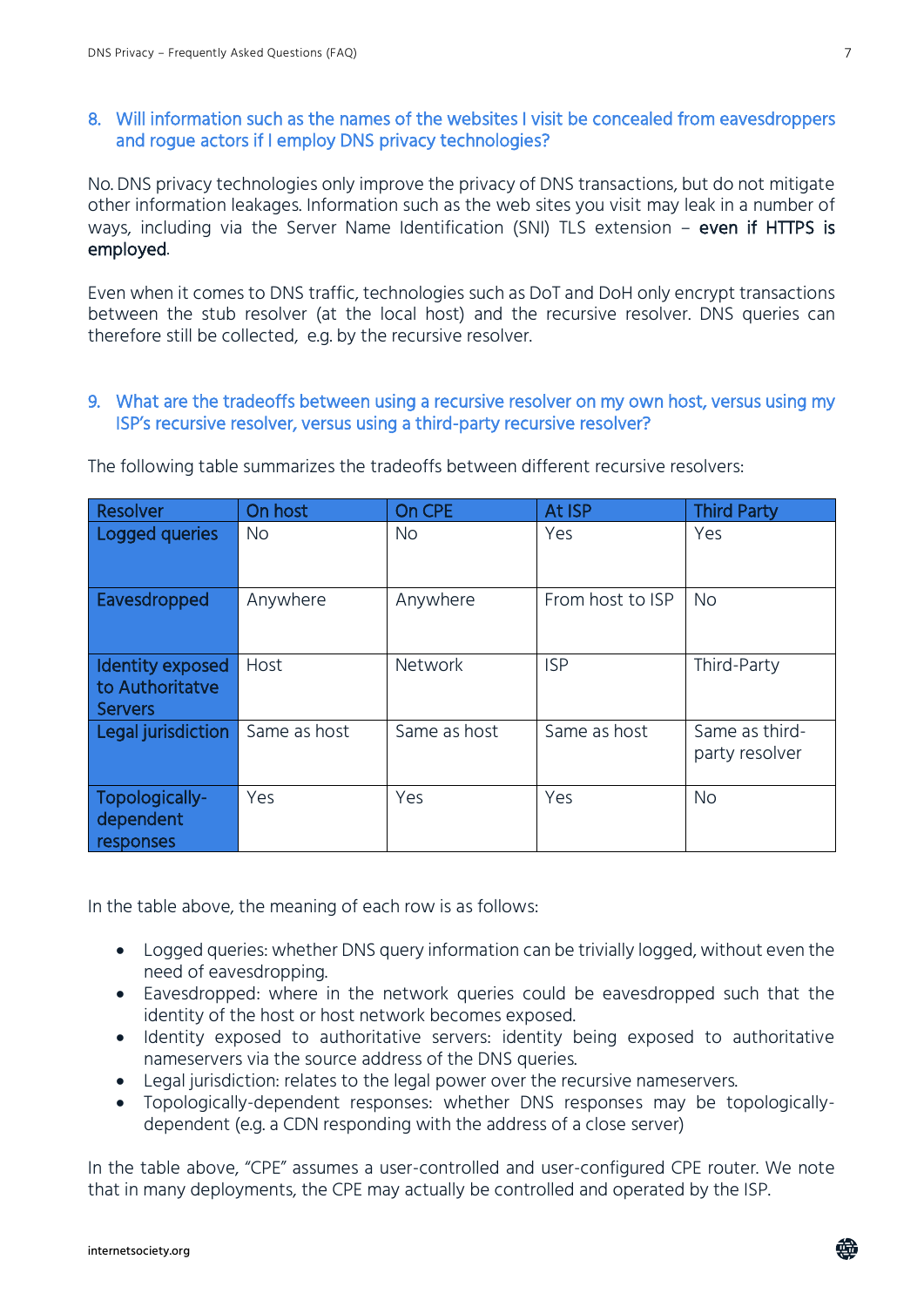## 8. Will information such as the names of the websites I visit be concealed from eavesdroppers and rogue actors if I employ DNS privacy technologies?

No. DNS privacy technologies only improve the privacy of DNS transactions, but do not mitigate other information leakages. Information such as the web sites you visit may leak in a number of ways, including via the Server Name Identification (SNI) TLS extension – **even if HTTPS is employed**.

Even when it comes to DNS traffic, technologies such as DoT and DoH only encrypt transactions between the stub resolver (at the local host) and the recursive resolver. DNS queries can therefore still be collected, e.g. by the recursive resolver.

## 9. What are the tradeoffs between using a recursive resolver on my own host, versus using my ISP's recursive resolver, versus using a third-party recursive resolver?

The following table summarizes the tradeoffs between different recursive resolvers:

| Resolver | On host | On CPE | At ISP | Third Party |
|---|---|---|---|---|
| Logged queries | No | No | Yes | Yes |
| Eavesdropped | Anywhere | Anywhere | From host to ISP | No |
| Identity exposed to Authoritatve Servers | Host | Network | ISP | Third-Party |
| Legal jurisdiction | Same as host | Same as host | Same as host | Same as third-party resolver |
| Topologically-dependent responses | Yes | Yes | Yes | No |

In the table above, the meaning of each row is as follows:

- Logged queries: whether DNS query information can be trivially logged, without even the need of eavesdropping.
- Eavesdropped: where in the network queries could be eavesdropped such that the identity of the host or host network becomes exposed.
- Identity exposed to authoritative servers: identity being exposed to authoritative nameservers via the source address of the DNS queries.
- Legal jurisdiction: relates to the legal power over the recursive nameservers.
- Topologically-dependent responses: whether DNS responses may be topologically-dependent (e.g. a CDN responding with the address of a close server)

In the table above, "CPE" assumes a user-controlled and user-configured CPE router. We note that in many deployments, the CPE may actually be controlled and operated by the ISP.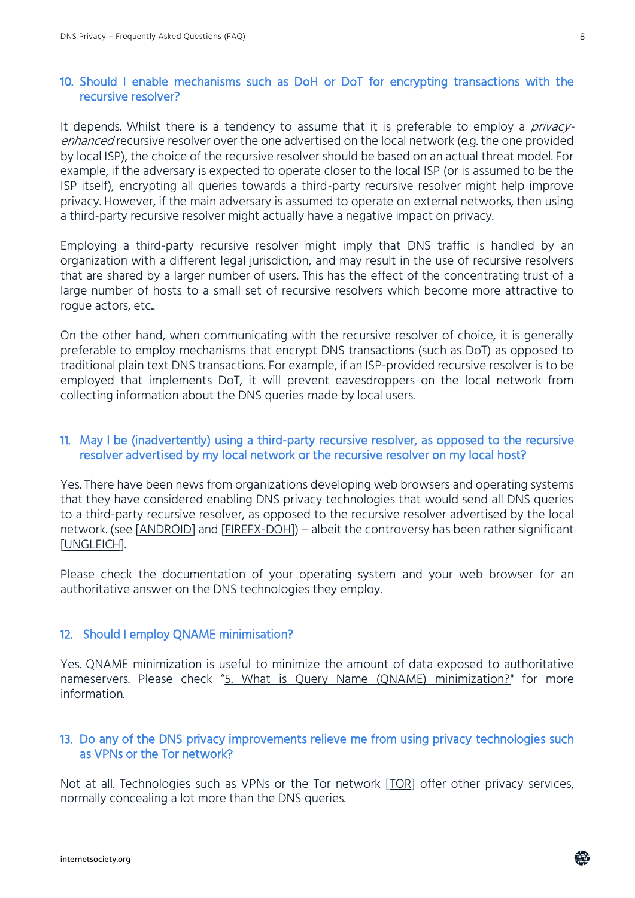## 10. Should I enable mechanisms such as DoH or DoT for encrypting transactions with the recursive resolver?

It depends. Whilst there is a tendency to assume that it is preferable to employ a *privacy-enhanced* recursive resolver over the one advertised on the local network (e.g. the one provided by local ISP), the choice of the recursive resolver should be based on an actual threat model. For example, if the adversary is expected to operate closer to the local ISP (or is assumed to be the ISP itself), encrypting all queries towards a third-party recursive resolver might help improve privacy. However, if the main adversary is assumed to operate on external networks, then using a third-party recursive resolver might actually have a negative impact on privacy.

Employing a third-party recursive resolver might imply that DNS traffic is handled by an organization with a different legal jurisdiction, and may result in the use of recursive resolvers that are shared by a larger number of users. This has the effect of the concentrating trust of a large number of hosts to a small set of recursive resolvers which become more attractive to rogue actors, etc..

On the other hand, when communicating with the recursive resolver of choice, it is generally preferable to employ mechanisms that encrypt DNS transactions (such as DoT) as opposed to traditional plain text DNS transactions. For example, if an ISP-provided recursive resolver is to be employed that implements DoT, it will prevent eavesdroppers on the local network from collecting information about the DNS queries made by local users.

## 11. May I be (inadvertently) using a third-party recursive resolver, as opposed to the recursive resolver advertised by my local network or the recursive resolver on my local host?

Yes. There have been news from organizations developing web browsers and operating systems that they have considered enabling DNS privacy technologies that would send all DNS queries to a third-party recursive resolver, as opposed to the recursive resolver advertised by the local network. (see [ANDROID] and [FIREFX-DOH]) – albeit the controversy has been rather significant [UNGLEICH].

Please check the documentation of your operating system and your web browser for an authoritative answer on the DNS technologies they employ.

## 12. Should I employ QNAME minimisation?

Yes. QNAME minimization is useful to minimize the amount of data exposed to authoritative nameservers. Please check "5. What is Query Name (QNAME) minimization?" for more information.

## 13. Do any of the DNS privacy improvements relieve me from using privacy technologies such as VPNs or the Tor network?

Not at all. Technologies such as VPNs or the Tor network [TOR] offer other privacy services, normally concealing a lot more than the DNS queries.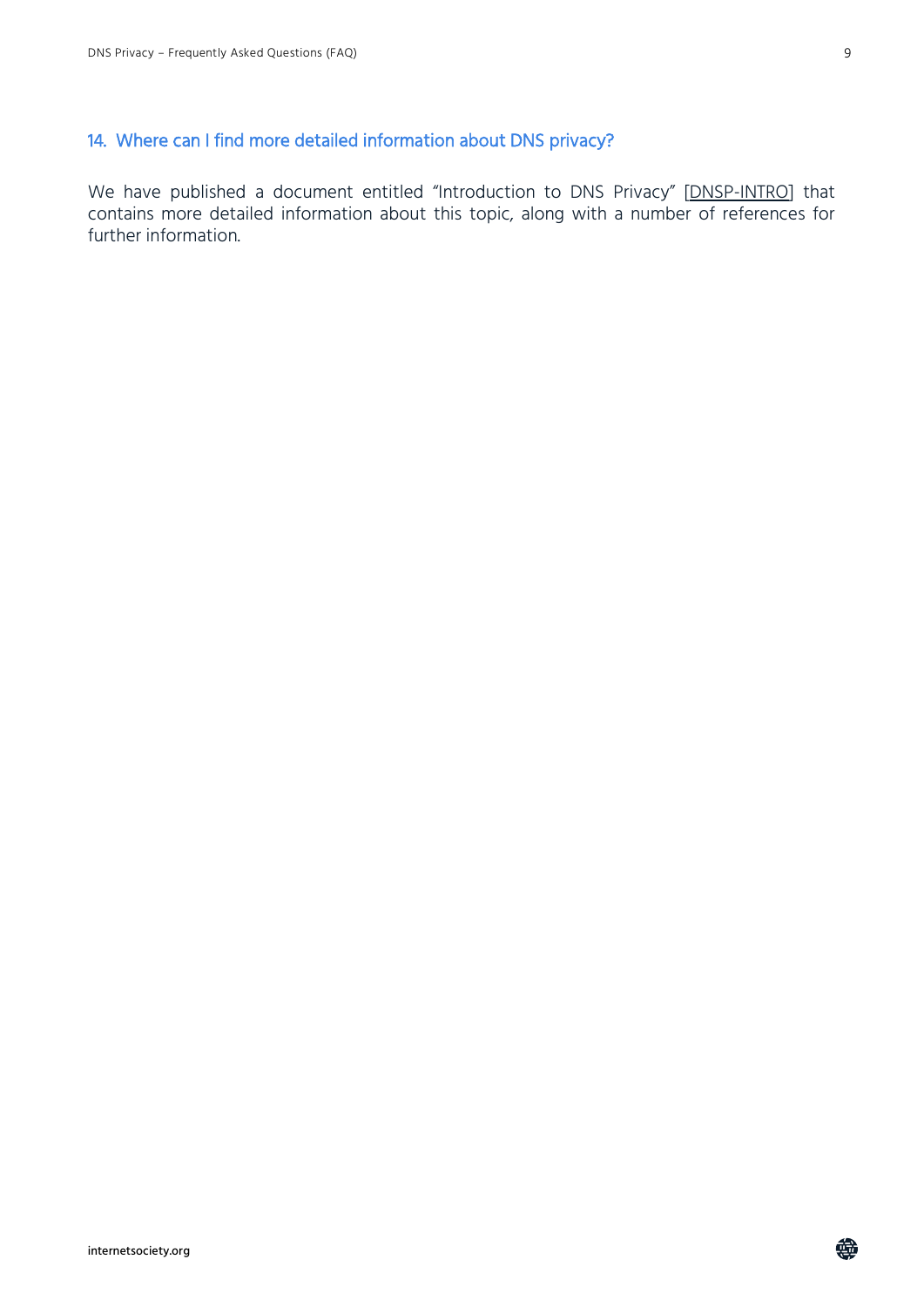## 14. Where can I find more detailed information about DNS privacy?

We have published a document entitled "Introduction to DNS Privacy" [DNSP-INTRO] that contains more detailed information about this topic, along with a number of references for further information.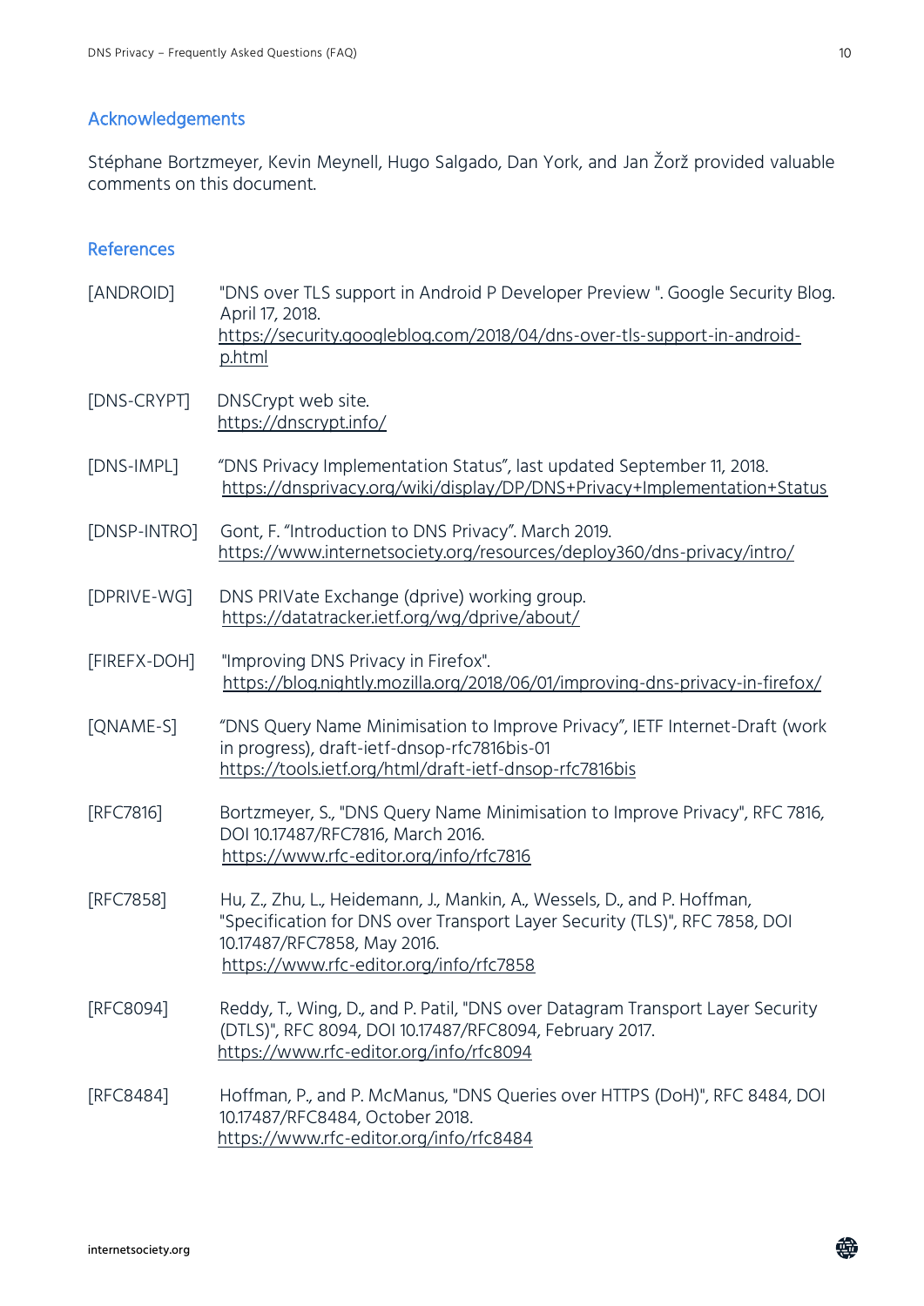## Acknowledgements

Stéphane Bortzmeyer, Kevin Meynell, Hugo Salgado, Dan York, and Jan Žorž provided valuable comments on this document.

## References

[ANDROID] "DNS over TLS support in Android P Developer Preview ". Google Security Blog. April 17, 2018.
https://security.googleblog.com/2018/04/dns-over-tls-support-in-android-p.html

[DNS-CRYPT] DNSCrypt web site.
https://dnscrypt.info/

[DNS-IMPL] "DNS Privacy Implementation Status", last updated September 11, 2018.
https://dnsprivacy.org/wiki/display/DP/DNS+Privacy+Implementation+Status

[DNSP-INTRO] Gont, F. "Introduction to DNS Privacy". March 2019.
https://www.internetsociety.org/resources/deploy360/dns-privacy/intro/

[DPRIVE-WG] DNS PRIVate Exchange (dprive) working group.
https://datatracker.ietf.org/wg/dprive/about/

[FIREFX-DOH] "Improving DNS Privacy in Firefox".
https://blog.nightly.mozilla.org/2018/06/01/improving-dns-privacy-in-firefox/

[QNAME-S] "DNS Query Name Minimisation to Improve Privacy", IETF Internet-Draft (work in progress), draft-ietf-dnsop-rfc7816bis-01
https://tools.ietf.org/html/draft-ietf-dnsop-rfc7816bis

[RFC7816] Bortzmeyer, S., "DNS Query Name Minimisation to Improve Privacy", RFC 7816, DOI 10.17487/RFC7816, March 2016.
https://www.rfc-editor.org/info/rfc7816

[RFC7858] Hu, Z., Zhu, L., Heidemann, J., Mankin, A., Wessels, D., and P. Hoffman, "Specification for DNS over Transport Layer Security (TLS)", RFC 7858, DOI 10.17487/RFC7858, May 2016.
https://www.rfc-editor.org/info/rfc7858

[RFC8094] Reddy, T., Wing, D., and P. Patil, "DNS over Datagram Transport Layer Security (DTLS)", RFC 8094, DOI 10.17487/RFC8094, February 2017.
https://www.rfc-editor.org/info/rfc8094

[RFC8484] Hoffman, P., and P. McManus, "DNS Queries over HTTPS (DoH)", RFC 8484, DOI 10.17487/RFC8484, October 2018.
https://www.rfc-editor.org/info/rfc8484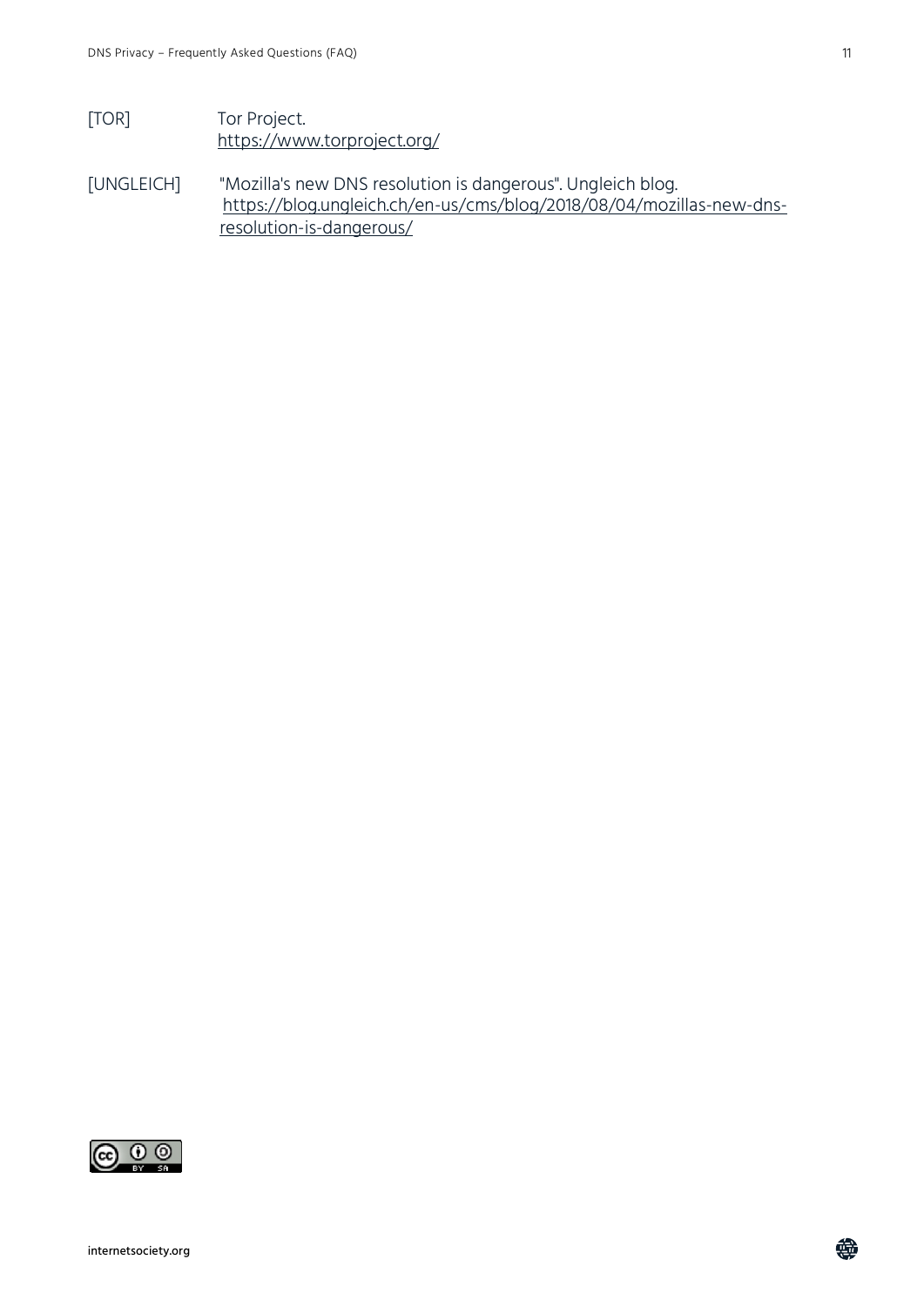[TOR] Tor Project.
https://www.torproject.org/

[UNGLEICH] "Mozilla's new DNS resolution is dangerous". Ungleich blog.
https://blog.ungleich.ch/en-us/cms/blog/2018/08/04/mozillas-new-dns-resolution-is-dangerous/